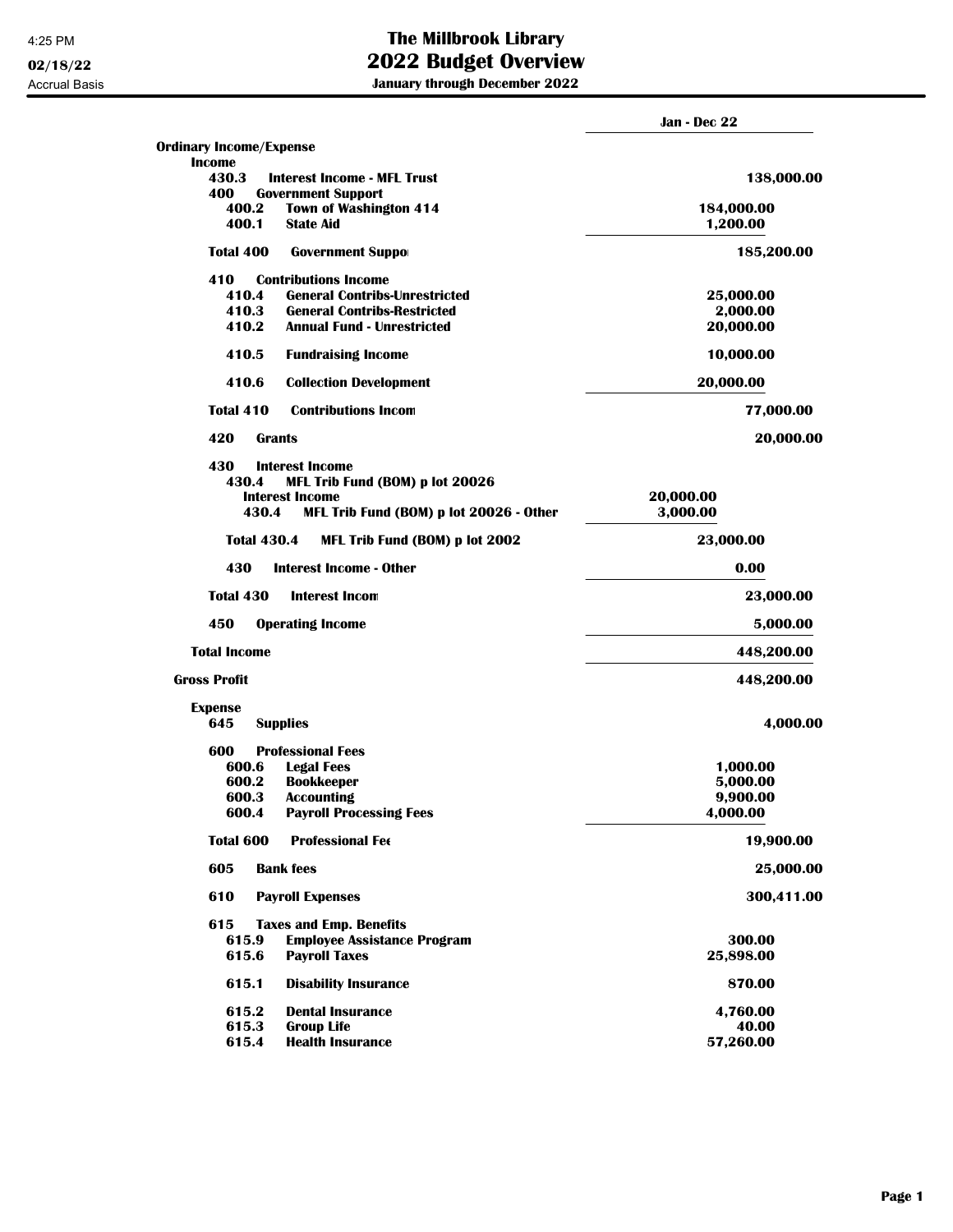# The Millbrook Library

## 2022 Budget Overview

**January through December 2022**

4:25 PM
02/18/22
Accrual Basis

| | | Jan - Dec 22 |
|---|---|---|
| **Ordinary Income/Expense** | | |
| **Income** | | |
| 430.3 Interest Income - MFL Trust | | 138,000.00 |
| 400 Government Support | | |
| 400.2 Town of Washington 414 | 184,000.00 | |
| 400.1 State Aid | 1,200.00 | |
| Total 400 Government Suppo | | 185,200.00 |
| 410 Contributions Income | | |
| 410.4 General Contribs-Unrestricted | 25,000.00 | |
| 410.3 General Contribs-Restricted | 2,000.00 | |
| 410.2 Annual Fund - Unrestricted | 20,000.00 | |
| 410.5 Fundraising Income | 10,000.00 | |
| 410.6 Collection Development | 20,000.00 | |
| Total 410 Contributions Incom | | 77,000.00 |
| 420 Grants | | 20,000.00 |
| 430 Interest Income | | |
| 430.4 MFL Trib Fund (BOM) p lot 20026 | | |
| Interest Income | 20,000.00 | |
| 430.4 MFL Trib Fund (BOM) p lot 20026 - Other | 3,000.00 | |
| Total 430.4 MFL Trib Fund (BOM) p lot 2002 | 23,000.00 | |
| 430 Interest Income - Other | 0.00 | |
| Total 430 Interest Incom | | 23,000.00 |
| 450 Operating Income | | 5,000.00 |
| **Total Income** | | 448,200.00 |
| **Gross Profit** | | 448,200.00 |
| **Expense** | | |
| 645 Supplies | | 4,000.00 |
| 600 Professional Fees | | |
| 600.6 Legal Fees | 1,000.00 | |
| 600.2 Bookkeeper | 5,000.00 | |
| 600.3 Accounting | 9,900.00 | |
| 600.4 Payroll Processing Fees | 4,000.00 | |
| Total 600 Professional Fee | | 19,900.00 |
| 605 Bank fees | | 25,000.00 |
| 610 Payroll Expenses | | 300,411.00 |
| 615 Taxes and Emp. Benefits | | |
| 615.9 Employee Assistance Program | 300.00 | |
| 615.6 Payroll Taxes | 25,898.00 | |
| 615.1 Disability Insurance | 870.00 | |
| 615.2 Dental Insurance | 4,760.00 | |
| 615.3 Group Life | 40.00 | |
| 615.4 Health Insurance | 57,260.00 | |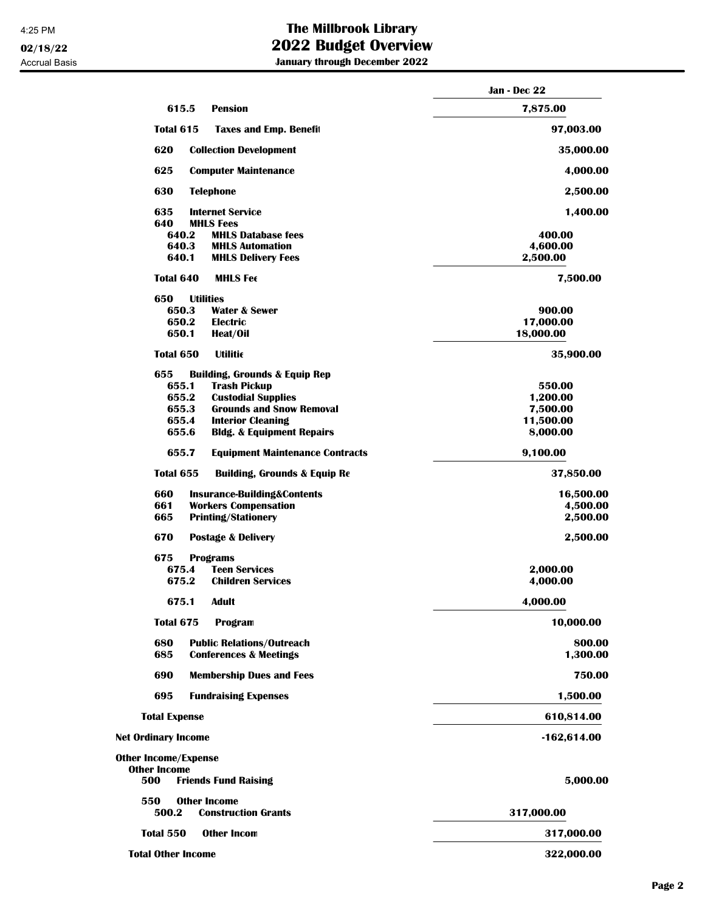# The Millbrook Library

## 2022 Budget Overview

**January through December 2022**

4:25 PM
02/18/22
Accrual Basis

| | | |
|---|---|---|
| | **Jan - Dec 22** | |
| **615.5 Pension** | **7,875.00** | |
| **Total 615 Taxes and Emp. Benefit** | | **97,003.00** |
| **620 Collection Development** | | **35,000.00** |
| **625 Computer Maintenance** | | **4,000.00** |
| **630 Telephone** | | **2,500.00** |
| **635 Internet Service** | | **1,400.00** |
| **640 MHLS Fees** | | |
| **640.2 MHLS Database fees** | **400.00** | |
| **640.3 MHLS Automation** | **4,600.00** | |
| **640.1 MHLS Delivery Fees** | **2,500.00** | |
| **Total 640 MHLS Fee** | | **7,500.00** |
| **650 Utilities** | | |
| **650.3 Water & Sewer** | **900.00** | |
| **650.2 Electric** | **17,000.00** | |
| **650.1 Heat/Oil** | **18,000.00** | |
| **Total 650 Utilitie** | | **35,900.00** |
| **655 Building, Grounds & Equip Rep** | | |
| **655.1 Trash Pickup** | **550.00** | |
| **655.2 Custodial Supplies** | **1,200.00** | |
| **655.3 Grounds and Snow Removal** | **7,500.00** | |
| **655.4 Interior Cleaning** | **11,500.00** | |
| **655.6 Bldg. & Equipment Repairs** | **8,000.00** | |
| **655.7 Equipment Maintenance Contracts** | **9,100.00** | |
| **Total 655 Building, Grounds & Equip Re** | | **37,850.00** |
| **660 Insurance-Building&Contents** | | **16,500.00** |
| **661 Workers Compensation** | | **4,500.00** |
| **665 Printing/Stationery** | | **2,500.00** |
| **670 Postage & Delivery** | | **2,500.00** |
| **675 Programs** | | |
| **675.4 Teen Services** | **2,000.00** | |
| **675.2 Children Services** | **4,000.00** | |
| **675.1 Adult** | **4,000.00** | |
| **Total 675 Program** | | **10,000.00** |
| **680 Public Relations/Outreach** | | **800.00** |
| **685 Conferences & Meetings** | | **1,300.00** |
| **690 Membership Dues and Fees** | | **750.00** |
| **695 Fundraising Expenses** | | **1,500.00** |
| **Total Expense** | **610,814.00** | |
| **Net Ordinary Income** | **-162,614.00** | |
| **Other Income/Expense** | | |
| **Other Income** | | |
| **500 Friends Fund Raising** | | **5,000.00** |
| **550 Other Income** | | |
| **500.2 Construction Grants** | **317,000.00** | |
| **Total 550 Other Incom** | **317,000.00** | |
| **Total Other Income** | **322,000.00** | |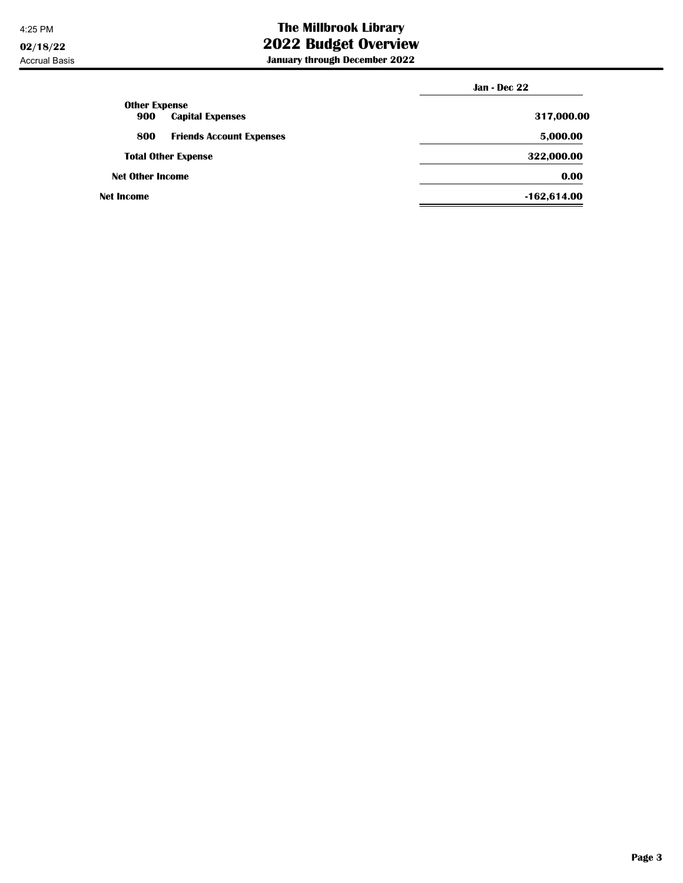# The Millbrook Library

## 2022 Budget Overview

**January through December 2022**

| | Jan - Dec 22 |
|---|---|
| **Other Expense** | |
| **900 Capital Expenses** | **317,000.00** |
| **800 Friends Account Expenses** | **5,000.00** |
| **Total Other Expense** | **322,000.00** |
| **Net Other Income** | **0.00** |
| **Net Income** | **-162,614.00** |